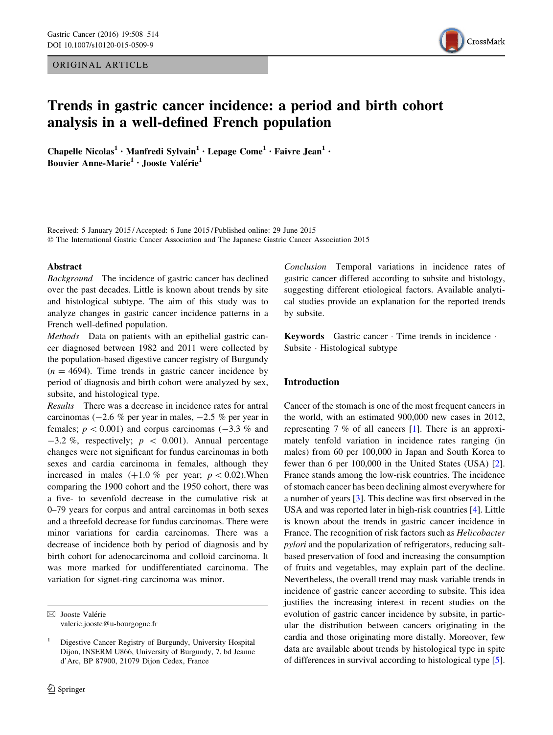ORIGINAL ARTICLE

# Trends in gastric cancer incidence: a period and birth cohort analysis in a well-defined French population

**Chapelle Nicolas[1] · Manfredi Sylvain[1] · Lepage Come[1] · Faivre Jean[1] · Bouvier Anne-Marie[1] · Jooste Valérie[1]**

Received: 5 January 2015 / Accepted: 6 June 2015 / Published online: 29 June 2015
© The International Gastric Cancer Association and The Japanese Gastric Cancer Association 2015

## Abstract

*Background* The incidence of gastric cancer has declined over the past decades. Little is known about trends by site and histological subtype. The aim of this study was to analyze changes in gastric cancer incidence patterns in a French well-defined population.

*Methods* Data on patients with an epithelial gastric cancer diagnosed between 1982 and 2011 were collected by the population-based digestive cancer registry of Burgundy ($n = 4694$). Time trends in gastric cancer incidence by period of diagnosis and birth cohort were analyzed by sex, subsite, and histological type.

*Results* There was a decrease in incidence rates for antral carcinomas (−2.6 % per year in males, −2.5 % per year in females; $p < 0.001$) and corpus carcinomas (−3.3 % and −3.2 %, respectively; $p < 0.001$). Annual percentage changes were not significant for fundus carcinomas in both sexes and cardia carcinoma in females, although they increased in males (+1.0 % per year; $p < 0.02$).When comparing the 1900 cohort and the 1950 cohort, there was a five- to sevenfold decrease in the cumulative risk at 0–79 years for corpus and antral carcinomas in both sexes and a threefold decrease for fundus carcinomas. There were minor variations for cardia carcinomas. There was a decrease of incidence both by period of diagnosis and by birth cohort for adenocarcinoma and colloid carcinoma. It was more marked for undifferentiated carcinoma. The variation for signet-ring carcinoma was minor.

*Conclusion* Temporal variations in incidence rates of gastric cancer differed according to subsite and histology, suggesting different etiological factors. Available analytical studies provide an explanation for the reported trends by subsite.

**Keywords** Gastric cancer · Time trends in incidence · Subsite · Histological subtype

✉ Jooste Valérie
valerie.jooste@u-bourgogne.fr

[1] Digestive Cancer Registry of Burgundy, University Hospital Dijon, INSERM U866, University of Burgundy, 7, bd Jeanne d'Arc, BP 87900, 21079 Dijon Cedex, France

## Introduction

Cancer of the stomach is one of the most frequent cancers in the world, with an estimated 900,000 new cases in 2012, representing 7 % of all cancers [1]. There is an approximately tenfold variation in incidence rates ranging (in males) from 60 per 100,000 in Japan and South Korea to fewer than 6 per 100,000 in the United States (USA) [2]. France stands among the low-risk countries. The incidence of stomach cancer has been declining almost everywhere for a number of years [3]. This decline was first observed in the USA and was reported later in high-risk countries [4]. Little is known about the trends in gastric cancer incidence in France. The recognition of risk factors such as *Helicobacter pylori* and the popularization of refrigerators, reducing salt-based preservation of food and increasing the consumption of fruits and vegetables, may explain part of the decline. Nevertheless, the overall trend may mask variable trends in incidence of gastric cancer according to subsite. This idea justifies the increasing interest in recent studies on the evolution of gastric cancer incidence by subsite, in particular the distribution between cancers originating in the cardia and those originating more distally. Moreover, few data are available about trends by histological type in spite of differences in survival according to histological type [5].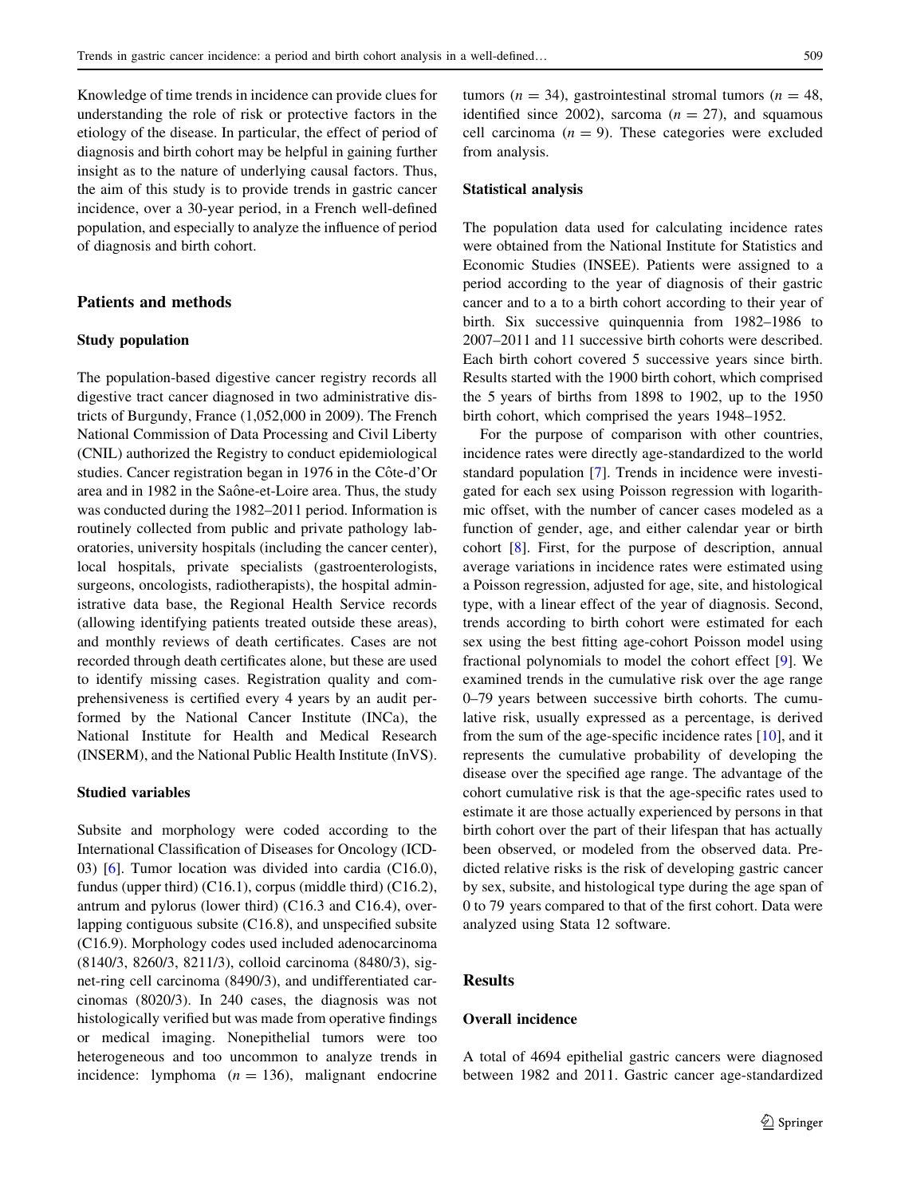Knowledge of time trends in incidence can provide clues for understanding the role of risk or protective factors in the etiology of the disease. In particular, the effect of period of diagnosis and birth cohort may be helpful in gaining further insight as to the nature of underlying causal factors. Thus, the aim of this study is to provide trends in gastric cancer incidence, over a 30-year period, in a French well-defined population, and especially to analyze the influence of period of diagnosis and birth cohort.

## Patients and methods

### Study population

The population-based digestive cancer registry records all digestive tract cancer diagnosed in two administrative districts of Burgundy, France (1,052,000 in 2009). The French National Commission of Data Processing and Civil Liberty (CNIL) authorized the Registry to conduct epidemiological studies. Cancer registration began in 1976 in the Côte-d'Or area and in 1982 in the Saône-et-Loire area. Thus, the study was conducted during the 1982–2011 period. Information is routinely collected from public and private pathology laboratories, university hospitals (including the cancer center), local hospitals, private specialists (gastroenterologists, surgeons, oncologists, radiotherapists), the hospital administrative data base, the Regional Health Service records (allowing identifying patients treated outside these areas), and monthly reviews of death certificates. Cases are not recorded through death certificates alone, but these are used to identify missing cases. Registration quality and comprehensiveness is certified every 4 years by an audit performed by the National Cancer Institute (INCa), the National Institute for Health and Medical Research (INSERM), and the National Public Health Institute (InVS).

### Studied variables

Subsite and morphology were coded according to the International Classification of Diseases for Oncology (ICD-03) [6]. Tumor location was divided into cardia (C16.0), fundus (upper third) (C16.1), corpus (middle third) (C16.2), antrum and pylorus (lower third) (C16.3 and C16.4), overlapping contiguous subsite (C16.8), and unspecified subsite (C16.9). Morphology codes used included adenocarcinoma (8140/3, 8260/3, 8211/3), colloid carcinoma (8480/3), signet-ring cell carcinoma (8490/3), and undifferentiated carcinomas (8020/3). In 240 cases, the diagnosis was not histologically verified but was made from operative findings or medical imaging. Nonepithelial tumors were too heterogeneous and too uncommon to analyze trends in incidence: lymphoma ($n = 136$), malignant endocrine tumors ($n = 34$), gastrointestinal stromal tumors ($n = 48$, identified since 2002), sarcoma ($n = 27$), and squamous cell carcinoma ($n = 9$). These categories were excluded from analysis.

### Statistical analysis

The population data used for calculating incidence rates were obtained from the National Institute for Statistics and Economic Studies (INSEE). Patients were assigned to a period according to the year of diagnosis of their gastric cancer and to a to a birth cohort according to their year of birth. Six successive quinquennia from 1982–1986 to 2007–2011 and 11 successive birth cohorts were described. Each birth cohort covered 5 successive years since birth. Results started with the 1900 birth cohort, which comprised the 5 years of births from 1898 to 1902, up to the 1950 birth cohort, which comprised the years 1948–1952.

For the purpose of comparison with other countries, incidence rates were directly age-standardized to the world standard population [7]. Trends in incidence were investigated for each sex using Poisson regression with logarithmic offset, with the number of cancer cases modeled as a function of gender, age, and either calendar year or birth cohort [8]. First, for the purpose of description, annual average variations in incidence rates were estimated using a Poisson regression, adjusted for age, site, and histological type, with a linear effect of the year of diagnosis. Second, trends according to birth cohort were estimated for each sex using the best fitting age-cohort Poisson model using fractional polynomials to model the cohort effect [9]. We examined trends in the cumulative risk over the age range 0–79 years between successive birth cohorts. The cumulative risk, usually expressed as a percentage, is derived from the sum of the age-specific incidence rates [10], and it represents the cumulative probability of developing the disease over the specified age range. The advantage of the cohort cumulative risk is that the age-specific rates used to estimate it are those actually experienced by persons in that birth cohort over the part of their lifespan that has actually been observed, or modeled from the observed data. Predicted relative risks is the risk of developing gastric cancer by sex, subsite, and histological type during the age span of 0 to 79 years compared to that of the first cohort. Data were analyzed using Stata 12 software.

## Results

### Overall incidence

A total of 4694 epithelial gastric cancers were diagnosed between 1982 and 2011. Gastric cancer age-standardized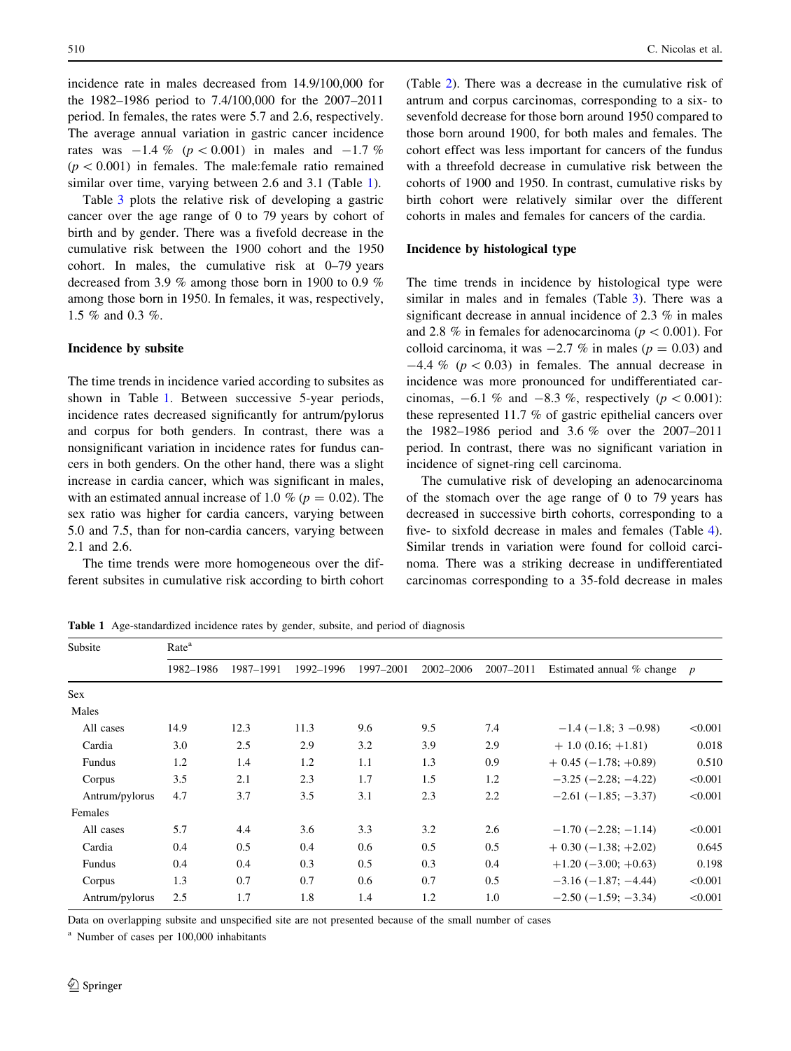incidence rate in males decreased from 14.9/100,000 for the 1982–1986 period to 7.4/100,000 for the 2007–2011 period. In females, the rates were 5.7 and 2.6, respectively. The average annual variation in gastric cancer incidence rates was −1.4 % ($p < 0.001$) in males and −1.7 % ($p < 0.001$) in females. The male:female ratio remained similar over time, varying between 2.6 and 3.1 (Table 1).

Table 3 plots the relative risk of developing a gastric cancer over the age range of 0 to 79 years by cohort of birth and by gender. There was a fivefold decrease in the cumulative risk between the 1900 cohort and the 1950 cohort. In males, the cumulative risk at 0–79 years decreased from 3.9 % among those born in 1900 to 0.9 % among those born in 1950. In females, it was, respectively, 1.5 % and 0.3 %.

### Incidence by subsite

The time trends in incidence varied according to subsites as shown in Table 1. Between successive 5-year periods, incidence rates decreased significantly for antrum/pylorus and corpus for both genders. In contrast, there was a nonsignificant variation in incidence rates for fundus cancers in both genders. On the other hand, there was a slight increase in cardia cancer, which was significant in males, with an estimated annual increase of 1.0 % ($p = 0.02$). The sex ratio was higher for cardia cancers, varying between 5.0 and 7.5, than for non-cardia cancers, varying between 2.1 and 2.6.

The time trends were more homogeneous over the different subsites in cumulative risk according to birth cohort (Table 2). There was a decrease in the cumulative risk of antrum and corpus carcinomas, corresponding to a six- to sevenfold decrease for those born around 1950 compared to those born around 1900, for both males and females. The cohort effect was less important for cancers of the fundus with a threefold decrease in cumulative risk between the cohorts of 1900 and 1950. In contrast, cumulative risks by birth cohort were relatively similar over the different cohorts in males and females for cancers of the cardia.

### Incidence by histological type

The time trends in incidence by histological type were similar in males and in females (Table 3). There was a significant decrease in annual incidence of 2.3 % in males and 2.8 % in females for adenocarcinoma ($p < 0.001$). For colloid carcinoma, it was −2.7 % in males ($p = 0.03$) and −4.4 % ($p < 0.03$) in females. The annual decrease in incidence was more pronounced for undifferentiated carcinomas, −6.1 % and −8.3 %, respectively ($p < 0.001$): these represented 11.7 % of gastric epithelial cancers over the 1982–1986 period and 3.6 % over the 2007–2011 period. In contrast, there was no significant variation in incidence of signet-ring cell carcinoma.

The cumulative risk of developing an adenocarcinoma of the stomach over the age range of 0 to 79 years has decreased in successive birth cohorts, corresponding to a five- to sixfold decrease in males and females (Table 4). Similar trends in variation were found for colloid carcinoma. There was a striking decrease in undifferentiated carcinomas corresponding to a 35-fold decrease in males

**Table 1** Age-standardized incidence rates by gender, subsite, and period of diagnosis

| Subsite | Rate[a] | | | | | | | |
|---|---|---|---|---|---|---|---|---|
| | 1982–1986 | 1987–1991 | 1992–1996 | 1997–2001 | 2002–2006 | 2007–2011 | Estimated annual % change | $p$ |
| Sex | | | | | | | | |
| Males | | | | | | | | |
| All cases | 14.9 | 12.3 | 11.3 | 9.6 | 9.5 | 7.4 | −1.4 (−1.8; 3 −0.98) | <0.001 |
| Cardia | 3.0 | 2.5 | 2.9 | 3.2 | 3.9 | 2.9 | + 1.0 (0.16; +1.81) | 0.018 |
| Fundus | 1.2 | 1.4 | 1.2 | 1.1 | 1.3 | 0.9 | + 0.45 (−1.78; +0.89) | 0.510 |
| Corpus | 3.5 | 2.1 | 2.3 | 1.7 | 1.5 | 1.2 | −3.25 (−2.28; −4.22) | <0.001 |
| Antrum/pylorus | 4.7 | 3.7 | 3.5 | 3.1 | 2.3 | 2.2 | −2.61 (−1.85; −3.37) | <0.001 |
| Females | | | | | | | | |
| All cases | 5.7 | 4.4 | 3.6 | 3.3 | 3.2 | 2.6 | −1.70 (−2.28; −1.14) | <0.001 |
| Cardia | 0.4 | 0.5 | 0.4 | 0.6 | 0.5 | 0.5 | + 0.30 (−1.38; +2.02) | 0.645 |
| Fundus | 0.4 | 0.4 | 0.3 | 0.5 | 0.3 | 0.4 | +1.20 (−3.00; +0.63) | 0.198 |
| Corpus | 1.3 | 0.7 | 0.7 | 0.6 | 0.7 | 0.5 | −3.16 (−1.87; −4.44) | <0.001 |
| Antrum/pylorus | 2.5 | 1.7 | 1.8 | 1.4 | 1.2 | 1.0 | −2.50 (−1.59; −3.34) | <0.001 |

Data on overlapping subsite and unspecified site are not presented because of the small number of cases

[a] Number of cases per 100,000 inhabitants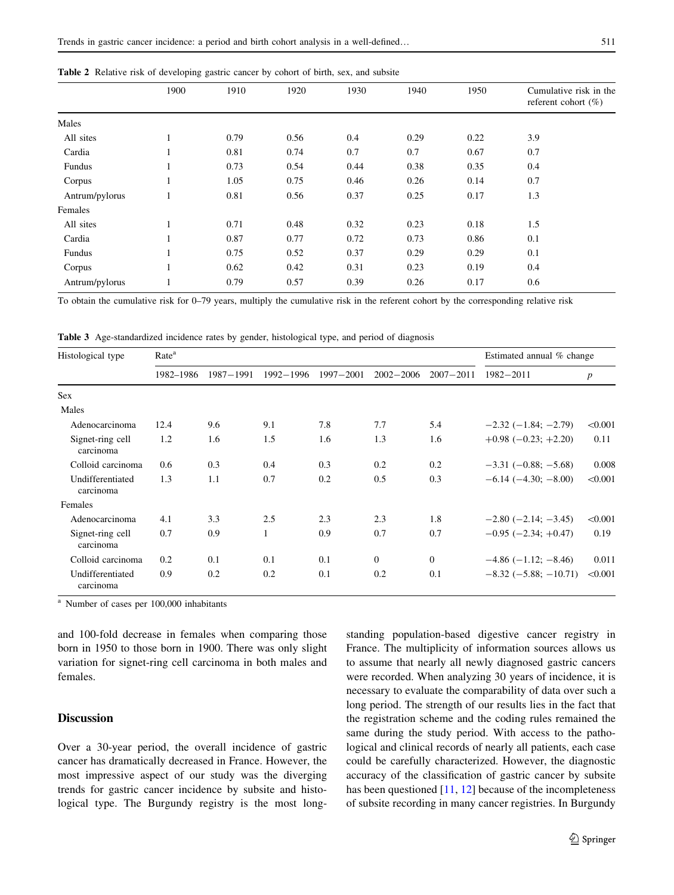**Table 2** Relative risk of developing gastric cancer by cohort of birth, sex, and subsite

| | 1900 | 1910 | 1920 | 1930 | 1940 | 1950 | Cumulative risk in the referent cohort (%) |
|---|---|---|---|---|---|---|---|
| Males | | | | | | | |
| All sites | 1 | 0.79 | 0.56 | 0.4 | 0.29 | 0.22 | 3.9 |
| Cardia | 1 | 0.81 | 0.74 | 0.7 | 0.7 | 0.67 | 0.7 |
| Fundus | 1 | 0.73 | 0.54 | 0.44 | 0.38 | 0.35 | 0.4 |
| Corpus | 1 | 1.05 | 0.75 | 0.46 | 0.26 | 0.14 | 0.7 |
| Antrum/pylorus | 1 | 0.81 | 0.56 | 0.37 | 0.25 | 0.17 | 1.3 |
| Females | | | | | | | |
| All sites | 1 | 0.71 | 0.48 | 0.32 | 0.23 | 0.18 | 1.5 |
| Cardia | 1 | 0.87 | 0.77 | 0.72 | 0.73 | 0.86 | 0.1 |
| Fundus | 1 | 0.75 | 0.52 | 0.37 | 0.29 | 0.29 | 0.1 |
| Corpus | 1 | 0.62 | 0.42 | 0.31 | 0.23 | 0.19 | 0.4 |
| Antrum/pylorus | 1 | 0.79 | 0.57 | 0.39 | 0.26 | 0.17 | 0.6 |

To obtain the cumulative risk for 0–79 years, multiply the cumulative risk in the referent cohort by the corresponding relative risk

**Table 3** Age-standardized incidence rates by gender, histological type, and period of diagnosis

| Histological type | Rate[a] | | | | | | Estimated annual % change | |
|---|---|---|---|---|---|---|---|---|
| | 1982–1986 | 1987–1991 | 1992–1996 | 1997–2001 | 2002–2006 | 2007–2011 | 1982–2011 | $p$ |
| Sex | | | | | | | | |
| Males | | | | | | | | |
| Adenocarcinoma | 12.4 | 9.6 | 9.1 | 7.8 | 7.7 | 5.4 | −2.32 (−1.84; −2.79) | <0.001 |
| Signet-ring cell carcinoma | 1.2 | 1.6 | 1.5 | 1.6 | 1.3 | 1.6 | +0.98 (−0.23; +2.20) | 0.11 |
| Colloid carcinoma | 0.6 | 0.3 | 0.4 | 0.3 | 0.2 | 0.2 | −3.31 (−0.88; −5.68) | 0.008 |
| Undifferentiated carcinoma | 1.3 | 1.1 | 0.7 | 0.2 | 0.5 | 0.3 | −6.14 (−4.30; −8.00) | <0.001 |
| Females | | | | | | | | |
| Adenocarcinoma | 4.1 | 3.3 | 2.5 | 2.3 | 2.3 | 1.8 | −2.80 (−2.14; −3.45) | <0.001 |
| Signet-ring cell carcinoma | 0.7 | 0.9 | 1 | 0.9 | 0.7 | 0.7 | −0.95 (−2.34; +0.47) | 0.19 |
| Colloid carcinoma | 0.2 | 0.1 | 0.1 | 0.1 | 0 | 0 | −4.86 (−1.12; −8.46) | 0.011 |
| Undifferentiated carcinoma | 0.9 | 0.2 | 0.2 | 0.1 | 0.2 | 0.1 | −8.32 (−5.88; −10.71) | <0.001 |

[a] Number of cases per 100,000 inhabitants

and 100-fold decrease in females when comparing those born in 1950 to those born in 1900. There was only slight variation for signet-ring cell carcinoma in both males and females.

## Discussion

Over a 30-year period, the overall incidence of gastric cancer has dramatically decreased in France. However, the most impressive aspect of our study was the diverging trends for gastric cancer incidence by subsite and histological type. The Burgundy registry is the most long-standing population-based digestive cancer registry in France. The multiplicity of information sources allows us to assume that nearly all newly diagnosed gastric cancers were recorded. When analyzing 30 years of incidence, it is necessary to evaluate the comparability of data over such a long period. The strength of our results lies in the fact that the registration scheme and the coding rules remained the same during the study period. With access to the pathological and clinical records of nearly all patients, each case could be carefully characterized. However, the diagnostic accuracy of the classification of gastric cancer by subsite has been questioned [11, 12] because of the incompleteness of subsite recording in many cancer registries. In Burgundy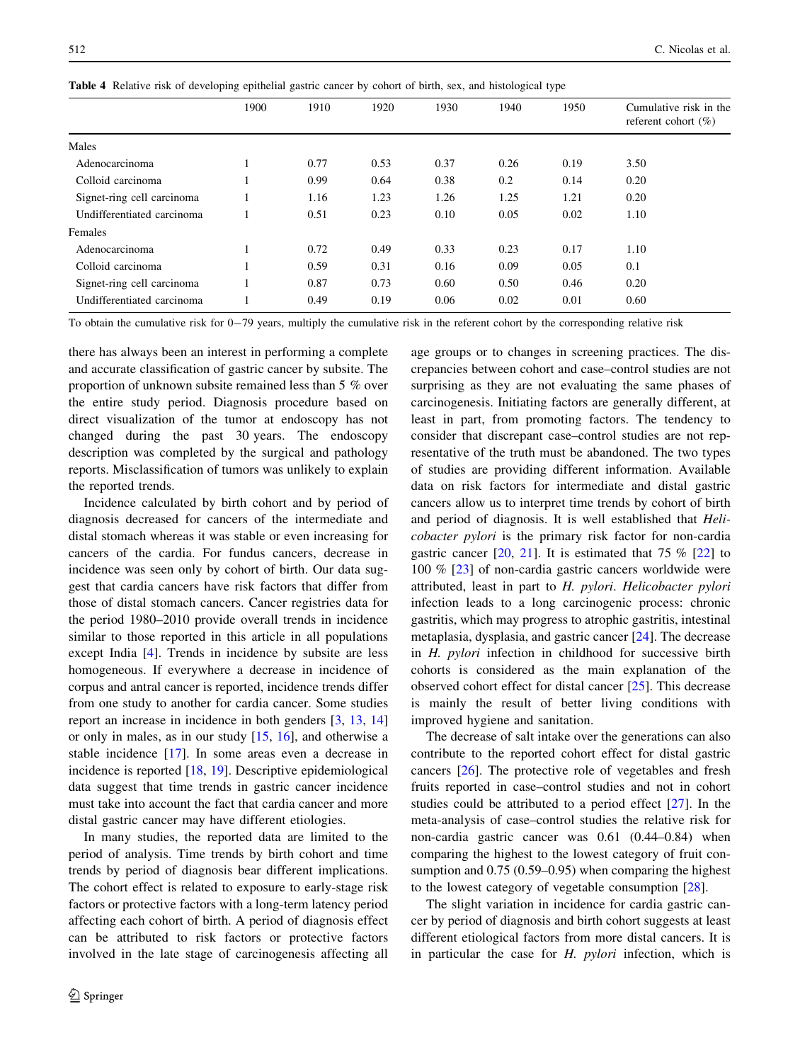**Table 4** Relative risk of developing epithelial gastric cancer by cohort of birth, sex, and histological type

| | 1900 | 1910 | 1920 | 1930 | 1940 | 1950 | Cumulative risk in the referent cohort (%) |
|---|---|---|---|---|---|---|---|
| Males | | | | | | | |
| Adenocarcinoma | 1 | 0.77 | 0.53 | 0.37 | 0.26 | 0.19 | 3.50 |
| Colloid carcinoma | 1 | 0.99 | 0.64 | 0.38 | 0.2 | 0.14 | 0.20 |
| Signet-ring cell carcinoma | 1 | 1.16 | 1.23 | 1.26 | 1.25 | 1.21 | 0.20 |
| Undifferentiated carcinoma | 1 | 0.51 | 0.23 | 0.10 | 0.05 | 0.02 | 1.10 |
| Females | | | | | | | |
| Adenocarcinoma | 1 | 0.72 | 0.49 | 0.33 | 0.23 | 0.17 | 1.10 |
| Colloid carcinoma | 1 | 0.59 | 0.31 | 0.16 | 0.09 | 0.05 | 0.1 |
| Signet-ring cell carcinoma | 1 | 0.87 | 0.73 | 0.60 | 0.50 | 0.46 | 0.20 |
| Undifferentiated carcinoma | 1 | 0.49 | 0.19 | 0.06 | 0.02 | 0.01 | 0.60 |

To obtain the cumulative risk for 0−79 years, multiply the cumulative risk in the referent cohort by the corresponding relative risk

there has always been an interest in performing a complete and accurate classification of gastric cancer by subsite. The proportion of unknown subsite remained less than 5 % over the entire study period. Diagnosis procedure based on direct visualization of the tumor at endoscopy has not changed during the past 30 years. The endoscopy description was completed by the surgical and pathology reports. Misclassification of tumors was unlikely to explain the reported trends.

Incidence calculated by birth cohort and by period of diagnosis decreased for cancers of the intermediate and distal stomach whereas it was stable or even increasing for cancers of the cardia. For fundus cancers, decrease in incidence was seen only by cohort of birth. Our data suggest that cardia cancers have risk factors that differ from those of distal stomach cancers. Cancer registries data for the period 1980–2010 provide overall trends in incidence similar to those reported in this article in all populations except India [4]. Trends in incidence by subsite are less homogeneous. If everywhere a decrease in incidence of corpus and antral cancer is reported, incidence trends differ from one study to another for cardia cancer. Some studies report an increase in incidence in both genders [3, 13, 14] or only in males, as in our study [15, 16], and otherwise a stable incidence [17]. In some areas even a decrease in incidence is reported [18, 19]. Descriptive epidemiological data suggest that time trends in gastric cancer incidence must take into account the fact that cardia cancer and more distal gastric cancer may have different etiologies.

In many studies, the reported data are limited to the period of analysis. Time trends by birth cohort and time trends by period of diagnosis bear different implications. The cohort effect is related to exposure to early-stage risk factors or protective factors with a long-term latency period affecting each cohort of birth. A period of diagnosis effect can be attributed to risk factors or protective factors involved in the late stage of carcinogenesis affecting all age groups or to changes in screening practices. The discrepancies between cohort and case–control studies are not surprising as they are not evaluating the same phases of carcinogenesis. Initiating factors are generally different, at least in part, from promoting factors. The tendency to consider that discrepant case–control studies are not representative of the truth must be abandoned. The two types of studies are providing different information. Available data on risk factors for intermediate and distal gastric cancers allow us to interpret time trends by cohort of birth and period of diagnosis. It is well established that *Helicobacter pylori* is the primary risk factor for non-cardia gastric cancer [20, 21]. It is estimated that 75 % [22] to 100 % [23] of non-cardia gastric cancers worldwide were attributed, least in part to *H. pylori*. *Helicobacter pylori* infection leads to a long carcinogenic process: chronic gastritis, which may progress to atrophic gastritis, intestinal metaplasia, dysplasia, and gastric cancer [24]. The decrease in *H. pylori* infection in childhood for successive birth cohorts is considered as the main explanation of the observed cohort effect for distal cancer [25]. This decrease is mainly the result of better living conditions with improved hygiene and sanitation.

The decrease of salt intake over the generations can also contribute to the reported cohort effect for distal gastric cancers [26]. The protective role of vegetables and fresh fruits reported in case–control studies and not in cohort studies could be attributed to a period effect [27]. In the meta-analysis of case–control studies the relative risk for non-cardia gastric cancer was 0.61 (0.44–0.84) when comparing the highest to the lowest category of fruit consumption and 0.75 (0.59–0.95) when comparing the highest to the lowest category of vegetable consumption [28].

The slight variation in incidence for cardia gastric cancer by period of diagnosis and birth cohort suggests at least different etiological factors from more distal cancers. It is in particular the case for *H. pylori* infection, which is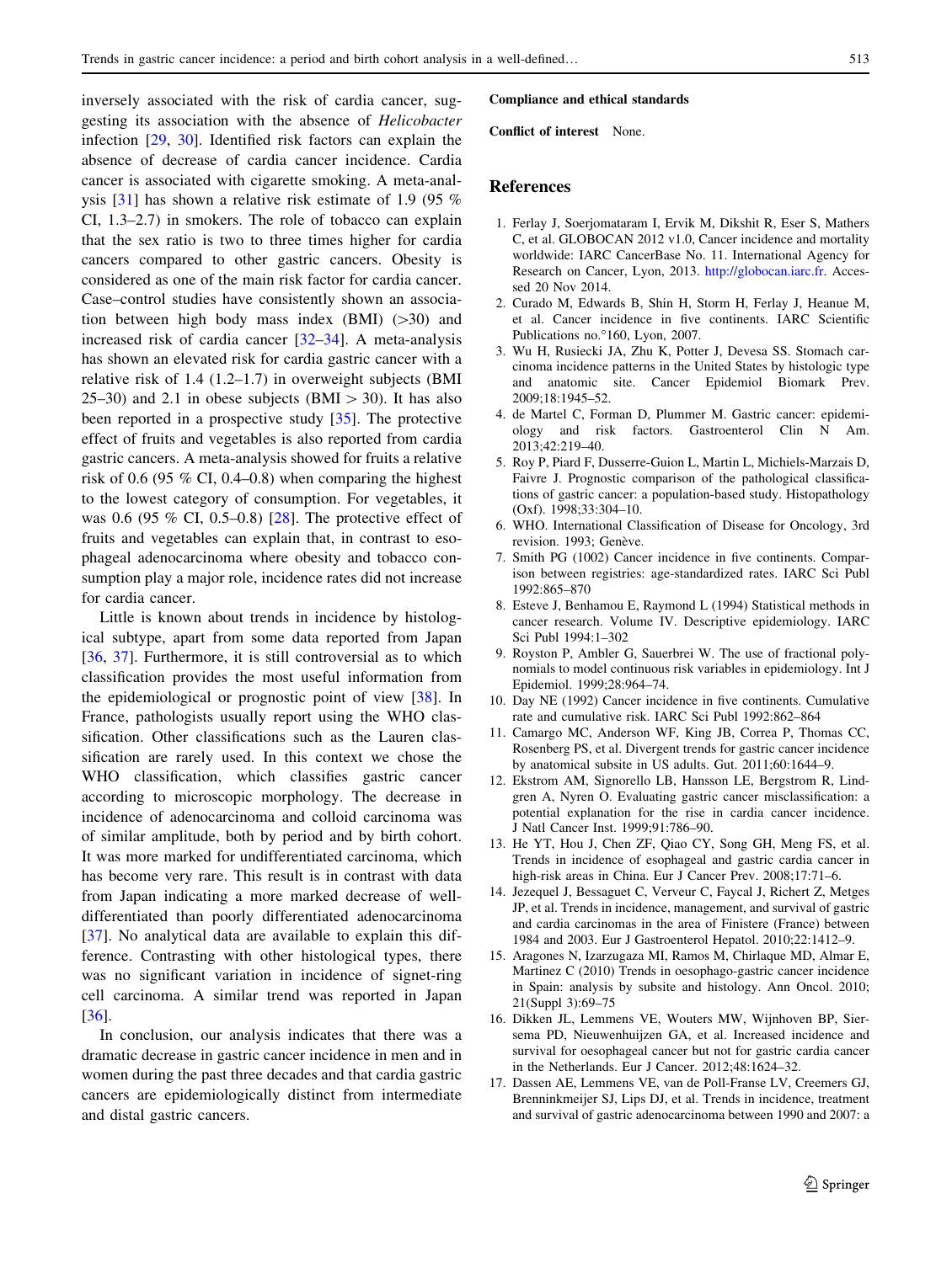inversely associated with the risk of cardia cancer, suggesting its association with the absence of *Helicobacter* infection [29, 30]. Identified risk factors can explain the absence of decrease of cardia cancer incidence. Cardia cancer is associated with cigarette smoking. A meta-analysis [31] has shown a relative risk estimate of 1.9 (95 % CI, 1.3–2.7) in smokers. The role of tobacco can explain that the sex ratio is two to three times higher for cardia cancers compared to other gastric cancers. Obesity is considered as one of the main risk factor for cardia cancer. Case–control studies have consistently shown an association between high body mass index (BMI) (>30) and increased risk of cardia cancer [32–34]. A meta-analysis has shown an elevated risk for cardia gastric cancer with a relative risk of 1.4 (1.2–1.7) in overweight subjects (BMI 25–30) and 2.1 in obese subjects (BMI > 30). It has also been reported in a prospective study [35]. The protective effect of fruits and vegetables is also reported from cardia gastric cancers. A meta-analysis showed for fruits a relative risk of 0.6 (95 % CI, 0.4–0.8) when comparing the highest to the lowest category of consumption. For vegetables, it was 0.6 (95 % CI, 0.5–0.8) [28]. The protective effect of fruits and vegetables can explain that, in contrast to esophageal adenocarcinoma where obesity and tobacco consumption play a major role, incidence rates did not increase for cardia cancer.

Little is known about trends in incidence by histological subtype, apart from some data reported from Japan [36, 37]. Furthermore, it is still controversial as to which classification provides the most useful information from the epidemiological or prognostic point of view [38]. In France, pathologists usually report using the WHO classification. Other classifications such as the Lauren classification are rarely used. In this context we chose the WHO classification, which classifies gastric cancer according to microscopic morphology. The decrease in incidence of adenocarcinoma and colloid carcinoma was of similar amplitude, both by period and by birth cohort. It was more marked for undifferentiated carcinoma, which has become very rare. This result is in contrast with data from Japan indicating a more marked decrease of well-differentiated than poorly differentiated adenocarcinoma [37]. No analytical data are available to explain this difference. Contrasting with other histological types, there was no significant variation in incidence of signet-ring cell carcinoma. A similar trend was reported in Japan [36].

In conclusion, our analysis indicates that there was a dramatic decrease in gastric cancer incidence in men and in women during the past three decades and that cardia gastric cancers are epidemiologically distinct from intermediate and distal gastric cancers.

**Compliance and ethical standards**

**Conflict of interest** None.

## References

1. Ferlay J, Soerjomataram I, Ervik M, Dikshit R, Eser S, Mathers C, et al. GLOBOCAN 2012 v1.0, Cancer incidence and mortality worldwide: IARC CancerBase No. 11. International Agency for Research on Cancer, Lyon, 2013. http://globocan.iarc.fr. Accessed 20 Nov 2014.
2. Curado M, Edwards B, Shin H, Storm H, Ferlay J, Heanue M, et al. Cancer incidence in five continents. IARC Scientific Publications no.°160, Lyon, 2007.
3. Wu H, Rusiecki JA, Zhu K, Potter J, Devesa SS. Stomach carcinoma incidence patterns in the United States by histologic type and anatomic site. Cancer Epidemiol Biomark Prev. 2009;18:1945–52.
4. de Martel C, Forman D, Plummer M. Gastric cancer: epidemiology and risk factors. Gastroenterol Clin N Am. 2013;42:219–40.
5. Roy P, Piard F, Dusserre-Guion L, Martin L, Michiels-Marzais D, Faivre J. Prognostic comparison of the pathological classifications of gastric cancer: a population-based study. Histopathology (Oxf). 1998;33:304–10.
6. WHO. International Classification of Disease for Oncology, 3rd revision. 1993; Genève.
7. Smith PG (1002) Cancer incidence in five continents. Comparison between registries: age-standardized rates. IARC Sci Publ 1992:865–870
8. Esteve J, Benhamou E, Raymond L (1994) Statistical methods in cancer research. Volume IV. Descriptive epidemiology. IARC Sci Publ 1994:1–302
9. Royston P, Ambler G, Sauerbrei W. The use of fractional polynomials to model continuous risk variables in epidemiology. Int J Epidemiol. 1999;28:964–74.
10. Day NE (1992) Cancer incidence in five continents. Cumulative rate and cumulative risk. IARC Sci Publ 1992:862–864
11. Camargo MC, Anderson WF, King JB, Correa P, Thomas CC, Rosenberg PS, et al. Divergent trends for gastric cancer incidence by anatomical subsite in US adults. Gut. 2011;60:1644–9.
12. Ekstrom AM, Signorello LB, Hansson LE, Bergstrom R, Lindgren A, Nyren O. Evaluating gastric cancer misclassification: a potential explanation for the rise in cardia cancer incidence. J Natl Cancer Inst. 1999;91:786–90.
13. He YT, Hou J, Chen ZF, Qiao CY, Song GH, Meng FS, et al. Trends in incidence of esophageal and gastric cardia cancer in high-risk areas in China. Eur J Cancer Prev. 2008;17:71–6.
14. Jezequel J, Bessaguet C, Verveur C, Faycal J, Richert Z, Metges JP, et al. Trends in incidence, management, and survival of gastric and cardia carcinomas in the area of Finistere (France) between 1984 and 2003. Eur J Gastroenterol Hepatol. 2010;22:1412–9.
15. Aragones N, Izarzugaza MI, Ramos M, Chirlaque MD, Almar E, Martinez C (2010) Trends in oesophago-gastric cancer incidence in Spain: analysis by subsite and histology. Ann Oncol. 2010; 21(Suppl 3):69–75
16. Dikken JL, Lemmens VE, Wouters MW, Wijnhoven BP, Siersema PD, Nieuwenhuijzen GA, et al. Increased incidence and survival for oesophageal cancer but not for gastric cardia cancer in the Netherlands. Eur J Cancer. 2012;48:1624–32.
17. Dassen AE, Lemmens VE, van de Poll-Franse LV, Creemers GJ, Brenninkmeijer SJ, Lips DJ, et al. Trends in incidence, treatment and survival of gastric adenocarcinoma between 1990 and 2007: a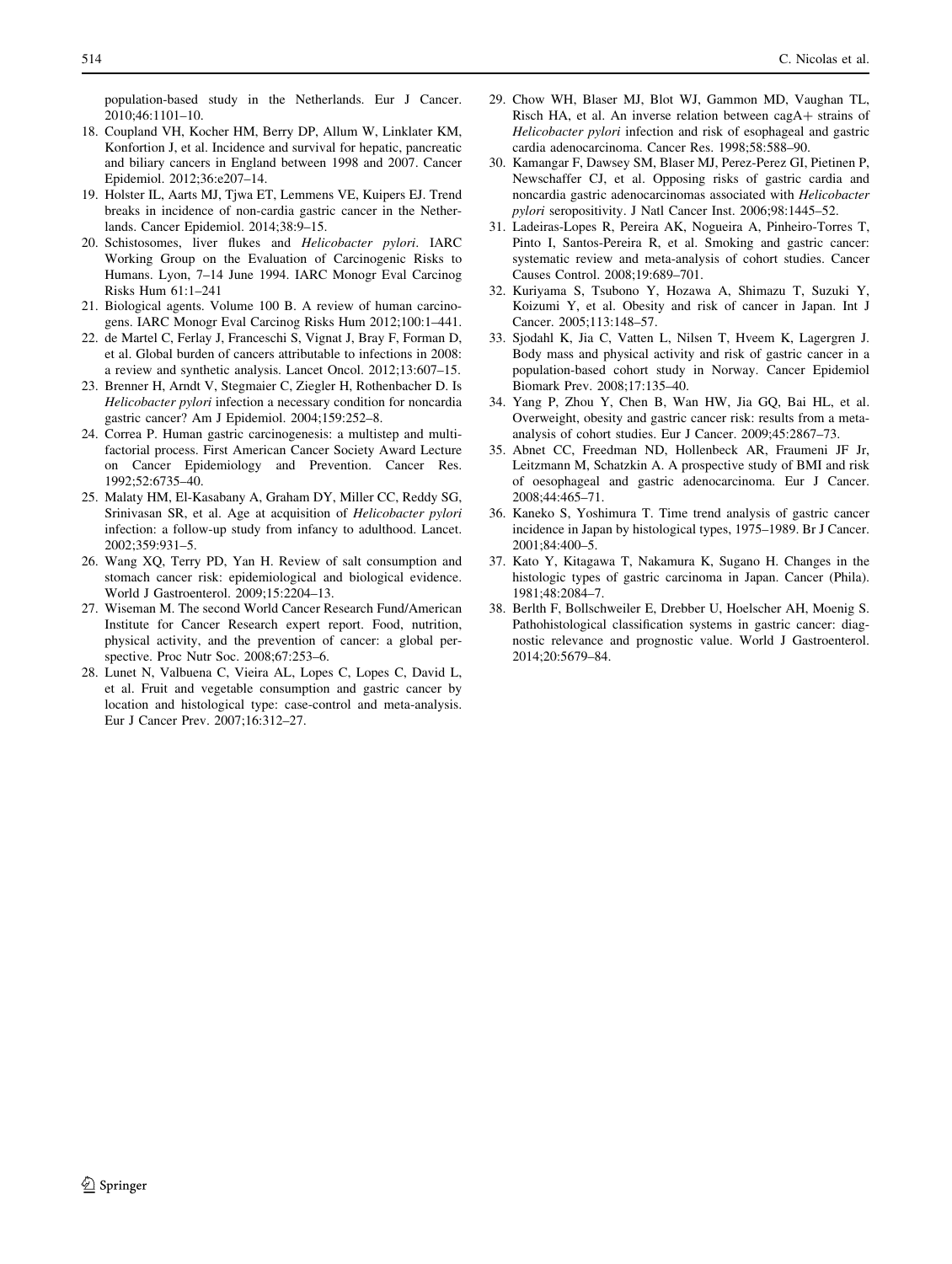population-based study in the Netherlands. Eur J Cancer. 2010;46:1101–10.

18. Coupland VH, Kocher HM, Berry DP, Allum W, Linklater KM, Konfortion J, et al. Incidence and survival for hepatic, pancreatic and biliary cancers in England between 1998 and 2007. Cancer Epidemiol. 2012;36:e207–14.
19. Holster IL, Aarts MJ, Tjwa ET, Lemmens VE, Kuipers EJ. Trend breaks in incidence of non-cardia gastric cancer in the Netherlands. Cancer Epidemiol. 2014;38:9–15.
20. Schistosomes, liver flukes and *Helicobacter pylori*. IARC Working Group on the Evaluation of Carcinogenic Risks to Humans. Lyon, 7–14 June 1994. IARC Monogr Eval Carcinog Risks Hum 61:1–241
21. Biological agents. Volume 100 B. A review of human carcinogens. IARC Monogr Eval Carcinog Risks Hum 2012;100:1–441.
22. de Martel C, Ferlay J, Franceschi S, Vignat J, Bray F, Forman D, et al. Global burden of cancers attributable to infections in 2008: a review and synthetic analysis. Lancet Oncol. 2012;13:607–15.
23. Brenner H, Arndt V, Stegmaier C, Ziegler H, Rothenbacher D. Is *Helicobacter pylori* infection a necessary condition for noncardia gastric cancer? Am J Epidemiol. 2004;159:252–8.
24. Correa P. Human gastric carcinogenesis: a multistep and multifactorial process. First American Cancer Society Award Lecture on Cancer Epidemiology and Prevention. Cancer Res. 1992;52:6735–40.
25. Malaty HM, El-Kasabany A, Graham DY, Miller CC, Reddy SG, Srinivasan SR, et al. Age at acquisition of *Helicobacter pylori* infection: a follow-up study from infancy to adulthood. Lancet. 2002;359:931–5.
26. Wang XQ, Terry PD, Yan H. Review of salt consumption and stomach cancer risk: epidemiological and biological evidence. World J Gastroenterol. 2009;15:2204–13.
27. Wiseman M. The second World Cancer Research Fund/American Institute for Cancer Research expert report. Food, nutrition, physical activity, and the prevention of cancer: a global perspective. Proc Nutr Soc. 2008;67:253–6.
28. Lunet N, Valbuena C, Vieira AL, Lopes C, Lopes C, David L, et al. Fruit and vegetable consumption and gastric cancer by location and histological type: case-control and meta-analysis. Eur J Cancer Prev. 2007;16:312–27.
29. Chow WH, Blaser MJ, Blot WJ, Gammon MD, Vaughan TL, Risch HA, et al. An inverse relation between cagA+ strains of *Helicobacter pylori* infection and risk of esophageal and gastric cardia adenocarcinoma. Cancer Res. 1998;58:588–90.
30. Kamangar F, Dawsey SM, Blaser MJ, Perez-Perez GI, Pietinen P, Newschaffer CJ, et al. Opposing risks of gastric cardia and noncardia gastric adenocarcinomas associated with *Helicobacter pylori* seropositivity. J Natl Cancer Inst. 2006;98:1445–52.
31. Ladeiras-Lopes R, Pereira AK, Nogueira A, Pinheiro-Torres T, Pinto I, Santos-Pereira R, et al. Smoking and gastric cancer: systematic review and meta-analysis of cohort studies. Cancer Causes Control. 2008;19:689–701.
32. Kuriyama S, Tsubono Y, Hozawa A, Shimazu T, Suzuki Y, Koizumi Y, et al. Obesity and risk of cancer in Japan. Int J Cancer. 2005;113:148–57.
33. Sjodahl K, Jia C, Vatten L, Nilsen T, Hveem K, Lagergren J. Body mass and physical activity and risk of gastric cancer in a population-based cohort study in Norway. Cancer Epidemiol Biomark Prev. 2008;17:135–40.
34. Yang P, Zhou Y, Chen B, Wan HW, Jia GQ, Bai HL, et al. Overweight, obesity and gastric cancer risk: results from a meta-analysis of cohort studies. Eur J Cancer. 2009;45:2867–73.
35. Abnet CC, Freedman ND, Hollenbeck AR, Fraumeni JF Jr, Leitzmann M, Schatzkin A. A prospective study of BMI and risk of oesophageal and gastric adenocarcinoma. Eur J Cancer. 2008;44:465–71.
36. Kaneko S, Yoshimura T. Time trend analysis of gastric cancer incidence in Japan by histological types, 1975–1989. Br J Cancer. 2001;84:400–5.
37. Kato Y, Kitagawa T, Nakamura K, Sugano H. Changes in the histologic types of gastric carcinoma in Japan. Cancer (Phila). 1981;48:2084–7.
38. Berlth F, Bollschweiler E, Drebber U, Hoelscher AH, Moenig S. Pathohistological classification systems in gastric cancer: diagnostic relevance and prognostic value. World J Gastroenterol. 2014;20:5679–84.